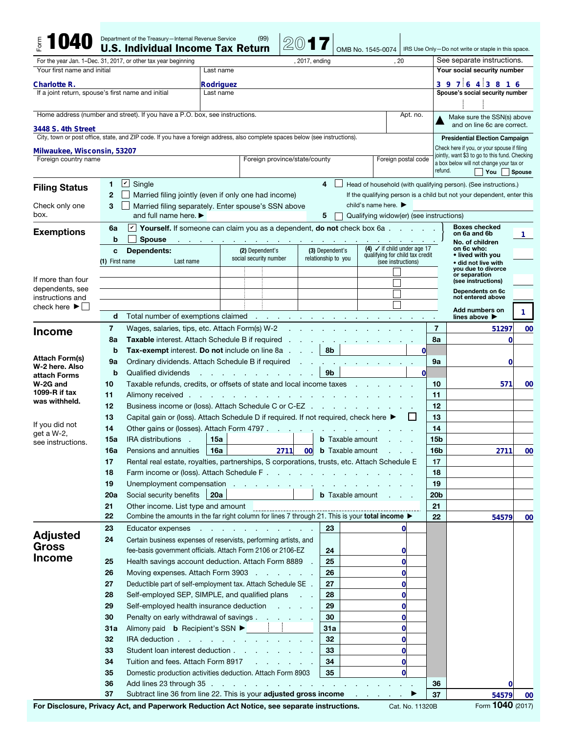# Form 1040 — Department of the Treasury—Internal Revenue Service (99)

## U.S. Individual Income Tax Return 2017

OMB No. 1545-0074 | IRS Use Only—Do not write or staple in this space.

For the year Jan. 1–Dec. 31, 2017, or other tax year beginning , 2017, ending , 20 | See separate instructions.

| Your first name and initial | Last name | Your social security number |
|---|---|---|
| Charlotte R. | Rodriguez | 397 64 3816 |
| If a joint return, spouse's first name and initial | Last name | Spouse's social security number |
| | | |

Home address (number and street). If you have a P.O. box, see instructions. Apt. no.

**3448 S. 4th Street**

▲ Make sure the SSN(s) above and on line 6c are correct.

City, town or post office, state, and ZIP code. If you have a foreign address, also complete spaces below (see instructions).

**Milwaukee, Wisconsin, 53207**

Foreign country name | Foreign province/state/county | Foreign postal code

**Presidential Election Campaign**
Check here if you, or your spouse if filing jointly, want $3 to go to this fund. Checking a box below will not change your tax or refund. ☐ You ☐ Spouse

## Filing Status

Check only one box.

1. ☑ Single
2. ☐ Married filing jointly (even if only one had income)
3. ☐ Married filing separately. Enter spouse's SSN above and full name here. ▶
4. ☐ Head of household (with qualifying person). (See instructions.) If the qualifying person is a child but not your dependent, enter this child's name here. ▶
5. ☐ Qualifying widow(er) (see instructions)

## Exemptions

- 6a ☑ **Yourself.** If someone can claim you as a dependent, **do not** check box 6a — Boxes checked on 6a and 6b: **1**
- b ☐ Spouse
- c Dependents:

| (1) First name / Last name | (2) Dependent's social security number | (3) Dependent's relationship to you | (4) ✓ if child under age 17 qualifying for child tax credit (see instructions) |
|---|---|---|---|
| | | | ☐ |
| | | | ☐ |
| | | | ☐ |
| | | | ☐ |

No. of children on 6c who: • lived with you • did not live with you due to divorce or separation (see instructions)
Dependents on 6c not entered above

If more than four dependents, see instructions and check here ▶ ☐

- d Total number of exemptions claimed — Add numbers on lines above ▶ **1**

## Income

Attach Form(s) W-2 here. Also attach Forms W-2G and 1099-R if tax was withheld.

If you did not get a W-2, see instructions.

| Line | Description | | Amount |
|---|---|---|---|
| 7 | Wages, salaries, tips, etc. Attach Form(s) W-2 | 7 | 51297 00 |
| 8a | **Taxable** interest. Attach Schedule B if required | 8a | 0 |
| b | **Tax-exempt** interest. **Do not** include on line 8a | 8b 0 | |
| 9a | Ordinary dividends. Attach Schedule B if required | 9a | 0 |
| b | Qualified dividends | 9b 0 | |
| 10 | Taxable refunds, credits, or offsets of state and local income taxes | 10 | 571 00 |
| 11 | Alimony received | 11 | |
| 12 | Business income or (loss). Attach Schedule C or C-EZ | 12 | |
| 13 | Capital gain or (loss). Attach Schedule D if required. If not required, check here ▶ ☐ | 13 | |
| 14 | Other gains or (losses). Attach Form 4797 | 14 | |
| 15a | IRA distributions 15a — b Taxable amount | 15b | |
| 16a | Pensions and annuities 16a 2711 00 — b Taxable amount | 16b | 2711 00 |
| 17 | Rental real estate, royalties, partnerships, S corporations, trusts, etc. Attach Schedule E | 17 | |
| 18 | Farm income or (loss). Attach Schedule F | 18 | |
| 19 | Unemployment compensation | 19 | |
| 20a | Social security benefits 20a — b Taxable amount | 20b | |
| 21 | Other income. List type and amount | 21 | |
| 22 | Combine the amounts in the far right column for lines 7 through 21. This is your **total income** ▶ | 22 | 54579 00 |

## Adjusted Gross Income

| Line | Description | | Amount |
|---|---|---|---|
| 23 | Educator expenses | 23 | 0 |
| 24 | Certain business expenses of reservists, performing artists, and fee-basis government officials. Attach Form 2106 or 2106-EZ | 24 | 0 |
| 25 | Health savings account deduction. Attach Form 8889 | 25 | 0 |
| 26 | Moving expenses. Attach Form 3903 | 26 | 0 |
| 27 | Deductible part of self-employment tax. Attach Schedule SE | 27 | 0 |
| 28 | Self-employed SEP, SIMPLE, and qualified plans | 28 | 0 |
| 29 | Self-employed health insurance deduction | 29 | 0 |
| 30 | Penalty on early withdrawal of savings | 30 | 0 |
| 31a | Alimony paid b Recipient's SSN ▶ | 31a | 0 |
| 32 | IRA deduction | 32 | 0 |
| 33 | Student loan interest deduction | 33 | 0 |
| 34 | Tuition and fees. Attach Form 8917 | 34 | 0 |
| 35 | Domestic production activities deduction. Attach Form 8903 | 35 | 0 |
| 36 | Add lines 23 through 35 | 36 | 0 |
| 37 | Subtract line 36 from line 22. This is your **adjusted gross income** ▶ | 37 | 54579 00 |

**For Disclosure, Privacy Act, and Paperwork Reduction Act Notice, see separate instructions.** Cat. No. 11320B Form **1040** (2017)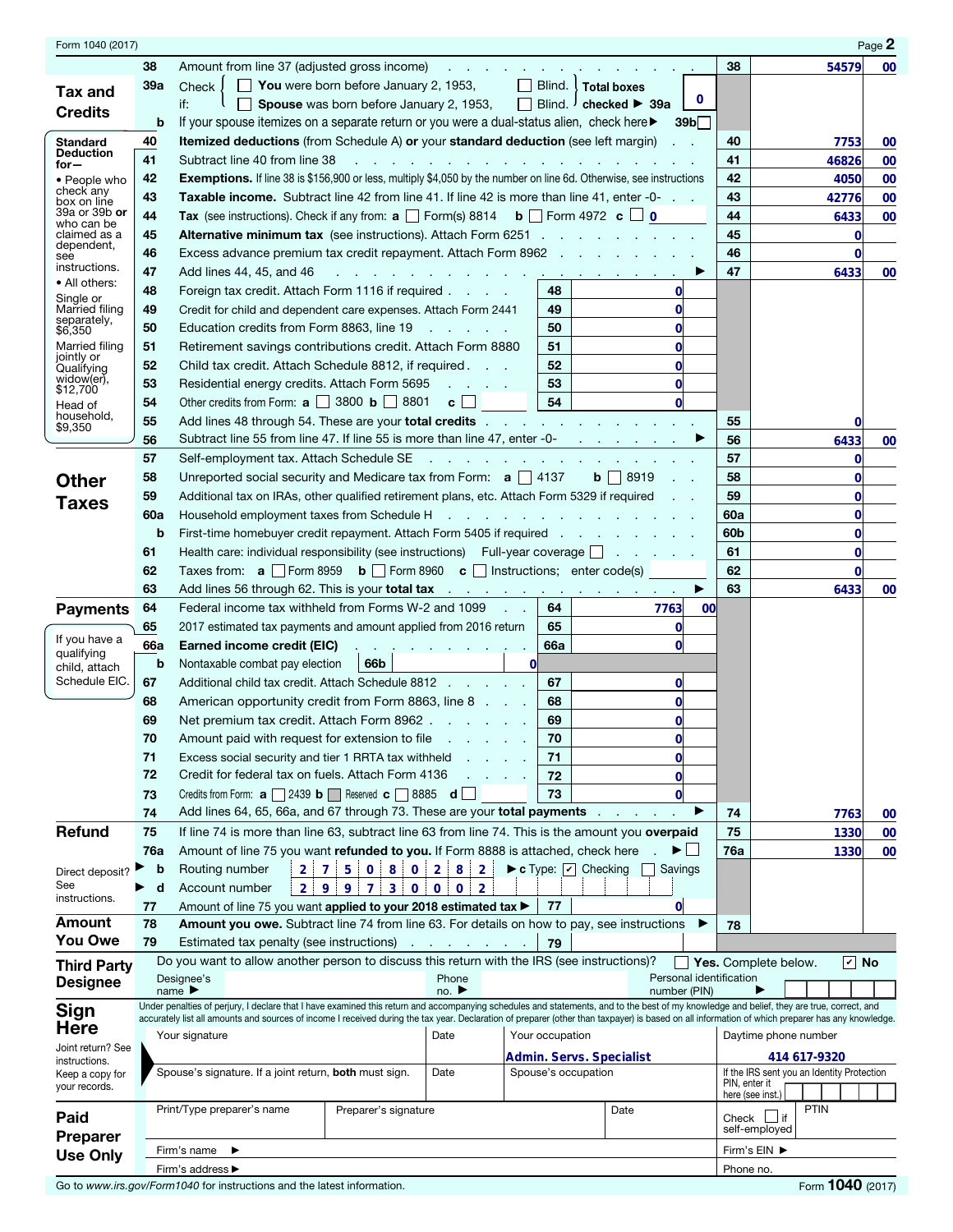Form 1040 (2017)

## Tax and Credits

| | | | | | |
|---|---|---|---|---|---|
| 38 | Amount from line 37 (adjusted gross income) | | | 38 | 54579 00 |
| 39a | Check if: ☐ You were born before January 2, 1953, ☐ Blind. ☐ Spouse was born before January 2, 1953, ☐ Blind. Total boxes checked ▶ 39a 0 | | | | |
| b | If your spouse itemizes on a separate return or you were a dual-status alien, check here ▶ 39b ☐ | | | | |
| 40 | **Itemized deductions** (from Schedule A) **or** your **standard deduction** (see left margin) | | | 40 | 7753 00 |
| 41 | Subtract line 40 from line 38 | | | 41 | 46826 00 |
| 42 | **Exemptions.** If line 38 is $156,900 or less, multiply $4,050 by the number on line 6d. Otherwise, see instructions | | | 42 | 4050 00 |
| 43 | **Taxable income.** Subtract line 42 from line 41. If line 42 is more than line 41, enter -0- | | | 43 | 42776 00 |
| 44 | **Tax** (see instructions). Check if any from: a ☐ Form(s) 8814 b ☐ Form 4972 c ☐ 0 | | | 44 | 6433 00 |
| 45 | **Alternative minimum tax** (see instructions). Attach Form 6251 | | | 45 | 0 |
| 46 | Excess advance premium tax credit repayment. Attach Form 8962 | | | 46 | 0 |
| 47 | Add lines 44, 45, and 46 ▶ | | | 47 | 6433 00 |
| 48 | Foreign tax credit. Attach Form 1116 if required | 48 | 0 | | |
| 49 | Credit for child and dependent care expenses. Attach Form 2441 | 49 | 0 | | |
| 50 | Education credits from Form 8863, line 19 | 50 | 0 | | |
| 51 | Retirement savings contributions credit. Attach Form 8880 | 51 | 0 | | |
| 52 | Child tax credit. Attach Schedule 8812, if required | 52 | 0 | | |
| 53 | Residential energy credits. Attach Form 5695 | 53 | 0 | | |
| 54 | Other credits from Form: a ☐ 3800 b ☐ 8801 c ☐ | 54 | 0 | | |
| 55 | Add lines 48 through 54. These are your **total credits** | | | 55 | 0 |
| 56 | Subtract line 55 from line 47. If line 55 is more than line 47, enter -0- ▶ | | | 56 | 6433 00 |

**Standard Deduction for—**
- People who check any box on line 39a or 39b **or** who can be claimed as a dependent, see instructions.
- All others:

Single or Married filing separately, $6,350

Married filing jointly or Qualifying widow(er), $12,700

Head of household, $9,350

## Other Taxes

| | | | |
|---|---|---|---|
| 57 | Self-employment tax. Attach Schedule SE | 57 | 0 |
| 58 | Unreported social security and Medicare tax from Form: a ☐ 4137 b ☐ 8919 | 58 | 0 |
| 59 | Additional tax on IRAs, other qualified retirement plans, etc. Attach Form 5329 if required | 59 | 0 |
| 60a | Household employment taxes from Schedule H | 60a | 0 |
| b | First-time homebuyer credit repayment. Attach Form 5405 if required | 60b | 0 |
| 61 | Health care: individual responsibility (see instructions) Full-year coverage ☐ | 61 | 0 |
| 62 | Taxes from: a ☐ Form 8959 b ☐ Form 8960 c ☐ Instructions; enter code(s) | 62 | 0 |
| 63 | Add lines 56 through 62. This is your **total tax** ▶ | 63 | 6433 00 |

## Payments

If you have a qualifying child, attach Schedule EIC.

| | | | | | |
|---|---|---|---|---|---|
| 64 | Federal income tax withheld from Forms W-2 and 1099 | 64 | 7763 00 | | |
| 65 | 2017 estimated tax payments and amount applied from 2016 return | 65 | 0 | | |
| 66a | **Earned income credit (EIC)** | 66a | 0 | | |
| b | Nontaxable combat pay election | 66b | 0 | | |
| 67 | Additional child tax credit. Attach Schedule 8812 | 67 | 0 | | |
| 68 | American opportunity credit from Form 8863, line 8 | 68 | 0 | | |
| 69 | Net premium tax credit. Attach Form 8962 | 69 | 0 | | |
| 70 | Amount paid with request for extension to file | 70 | 0 | | |
| 71 | Excess social security and tier 1 RRTA tax withheld | 71 | 0 | | |
| 72 | Credit for federal tax on fuels. Attach Form 4136 | 72 | 0 | | |
| 73 | Credits from Form: a ☐ 2439 b ☐ Reserved c ☐ 8885 d ☐ | 73 | 0 | | |
| 74 | Add lines 64, 65, 66a, and 67 through 73. These are your **total payments** ▶ | | | 74 | 7763 00 |

## Refund

| | | | |
|---|---|---|---|
| 75 | If line 74 is more than line 63, subtract line 63 from line 74. This is the amount you **overpaid** | 75 | 1330 00 |
| 76a | Amount of line 75 you want **refunded to you.** If Form 8888 is attached, check here ▶ ☐ | 76a | 1330 00 |
| b | Routing number 275080282 ▶ c Type: ☑ Checking ☐ Savings | | |
| d | Account number 2997300002 | | |
| 77 | Amount of line 75 you want **applied to your 2018 estimated tax** ▶ 77 0 | | |

Direct deposit? See instructions.

## Amount You Owe

| | | | |
|---|---|---|---|
| 78 | **Amount you owe.** Subtract line 74 from line 63. For details on how to pay, see instructions ▶ | 78 | |
| 79 | Estimated tax penalty (see instructions) 79 | | |

## Third Party Designee

Do you want to allow another person to discuss this return with the IRS (see instructions)? ☐ **Yes.** Complete below. ☑ **No**

Designee's name ▶ Phone no. ▶ Personal identification number (PIN) ▶

## Sign Here

Under penalties of perjury, I declare that I have examined this return and accompanying schedules and statements, and to the best of my knowledge and belief, they are true, correct, and accurately list all amounts and sources of income I received during the tax year. Declaration of preparer (other than taxpayer) is based on all information of which preparer has any knowledge.

Joint return? See instructions. Keep a copy for your records.

| Your signature | Date | Your occupation | Daytime phone number |
|---|---|---|---|
| | | Admin. Servs. Specialist | 414 617-9320 |
| Spouse's signature. If a joint return, **both** must sign. | Date | Spouse's occupation | If the IRS sent you an Identity Protection PIN, enter it here (see inst.) |

## Paid Preparer Use Only

| Print/Type preparer's name | Preparer's signature | Date | Check ☐ if self-employed | PTIN |
|---|---|---|---|---|
| Firm's name ▶ | | | Firm's EIN ▶ | |
| Firm's address ▶ | | | Phone no. | |

Go to *www.irs.gov/Form1040* for instructions and the latest information.

Form **1040** (2017)